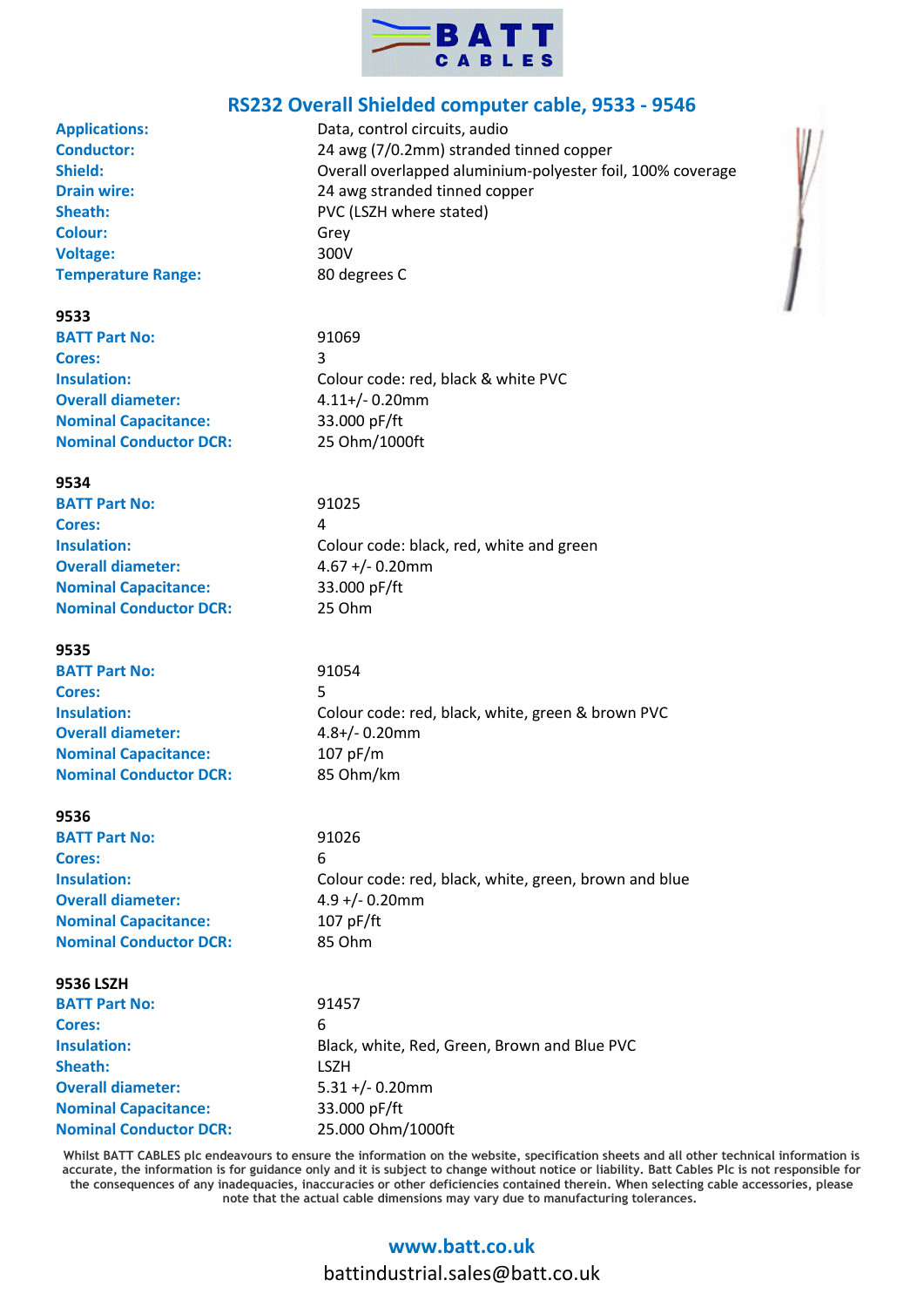# RS232 Overall Shielded computer cable, 9533 - 9546

| | |
|---|---|
| **Applications:** | Data, control circuits, audio |
| **Conductor:** | 24 awg (7/0.2mm) stranded tinned copper |
| **Shield:** | Overall overlapped aluminium-polyester foil, 100% coverage |
| **Drain wire:** | 24 awg stranded tinned copper |
| **Sheath:** | PVC (LSZH where stated) |
| **Colour:** | Grey |
| **Voltage:** | 300V |
| **Temperature Range:** | 80 degrees C |

### 9533

| | |
|---|---|
| **BATT Part No:** | 91069 |
| **Cores:** | 3 |
| **Insulation:** | Colour code: red, black & white PVC |
| **Overall diameter:** | 4.11+/- 0.20mm |
| **Nominal Capacitance:** | 33.000 pF/ft |
| **Nominal Conductor DCR:** | 25 Ohm/1000ft |

### 9534

| | |
|---|---|
| **BATT Part No:** | 91025 |
| **Cores:** | 4 |
| **Insulation:** | Colour code: black, red, white and green |
| **Overall diameter:** | 4.67 +/- 0.20mm |
| **Nominal Capacitance:** | 33.000 pF/ft |
| **Nominal Conductor DCR:** | 25 Ohm |

### 9535

| | |
|---|---|
| **BATT Part No:** | 91054 |
| **Cores:** | 5 |
| **Insulation:** | Colour code: red, black, white, green & brown PVC |
| **Overall diameter:** | 4.8+/- 0.20mm |
| **Nominal Capacitance:** | 107 pF/m |
| **Nominal Conductor DCR:** | 85 Ohm/km |

### 9536

| | |
|---|---|
| **BATT Part No:** | 91026 |
| **Cores:** | 6 |
| **Insulation:** | Colour code: red, black, white, green, brown and blue |
| **Overall diameter:** | 4.9 +/- 0.20mm |
| **Nominal Capacitance:** | 107 pF/ft |
| **Nominal Conductor DCR:** | 85 Ohm |

### 9536 LSZH

| | |
|---|---|
| **BATT Part No:** | 91457 |
| **Cores:** | 6 |
| **Insulation:** | Black, white, Red, Green, Brown and Blue PVC |
| **Sheath:** | LSZH |
| **Overall diameter:** | 5.31 +/- 0.20mm |
| **Nominal Capacitance:** | 33.000 pF/ft |
| **Nominal Conductor DCR:** | 25.000 Ohm/1000ft |

**Whilst BATT CABLES plc endeavours to ensure the information on the website, specification sheets and all other technical information is accurate, the information is for guidance only and it is subject to change without notice or liability. Batt Cables Plc is not responsible for the consequences of any inadequacies, inaccuracies or other deficiencies contained therein. When selecting cable accessories, please note that the actual cable dimensions may vary due to manufacturing tolerances.**

**www.batt.co.uk**

battindustrial.sales@batt.co.uk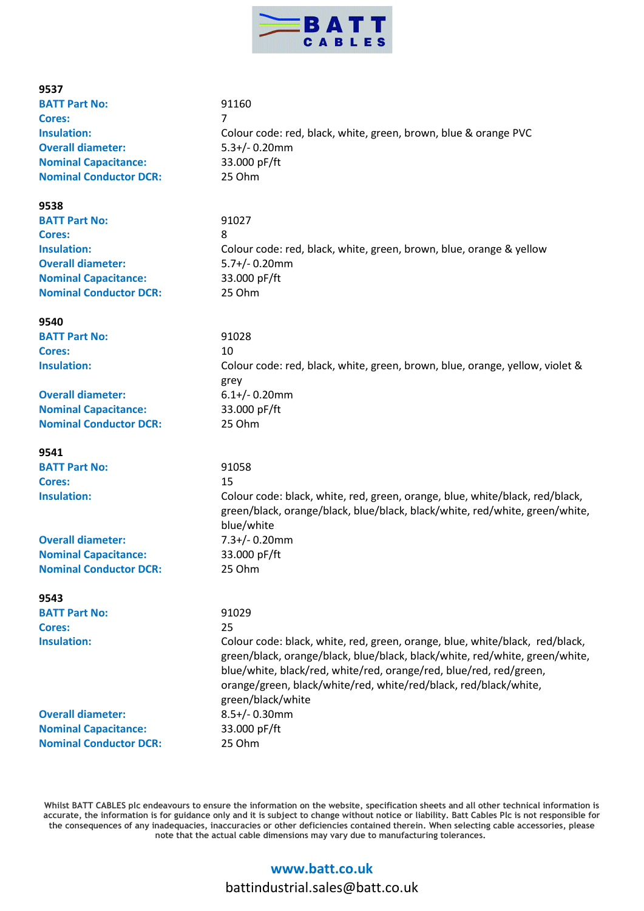**9537**

**BATT Part No:** 91160
**Cores:** 7
**Insulation:** Colour code: red, black, white, green, brown, blue & orange PVC
**Overall diameter:** 5.3+/- 0.20mm
**Nominal Capacitance:** 33.000 pF/ft
**Nominal Conductor DCR:** 25 Ohm

**9538**

**BATT Part No:** 91027
**Cores:** 8
**Insulation:** Colour code: red, black, white, green, brown, blue, orange & yellow
**Overall diameter:** 5.7+/- 0.20mm
**Nominal Capacitance:** 33.000 pF/ft
**Nominal Conductor DCR:** 25 Ohm

**9540**

**BATT Part No:** 91028
**Cores:** 10
**Insulation:** Colour code: red, black, white, green, brown, blue, orange, yellow, violet & grey
**Overall diameter:** 6.1+/- 0.20mm
**Nominal Capacitance:** 33.000 pF/ft
**Nominal Conductor DCR:** 25 Ohm

**9541**

**BATT Part No:** 91058
**Cores:** 15
**Insulation:** Colour code: black, white, red, green, orange, blue, white/black, red/black, green/black, orange/black, blue/black, black/white, red/white, green/white, blue/white
**Overall diameter:** 7.3+/- 0.20mm
**Nominal Capacitance:** 33.000 pF/ft
**Nominal Conductor DCR:** 25 Ohm

**9543**

**BATT Part No:** 91029
**Cores:** 25
**Insulation:** Colour code: black, white, red, green, orange, blue, white/black, red/black, green/black, orange/black, blue/black, black/white, red/white, green/white, blue/white, black/red, white/red, orange/red, blue/red, red/green, orange/green, black/white/red, white/red/black, red/black/white, green/black/white
**Overall diameter:** 8.5+/- 0.30mm
**Nominal Capacitance:** 33.000 pF/ft
**Nominal Conductor DCR:** 25 Ohm

**Whilst BATT CABLES plc endeavours to ensure the information on the website, specification sheets and all other technical information is accurate, the information is for guidance only and it is subject to change without notice or liability. Batt Cables Plc is not responsible for the consequences of any inadequacies, inaccuracies or other deficiencies contained therein. When selecting cable accessories, please note that the actual cable dimensions may vary due to manufacturing tolerances.**

**www.batt.co.uk**
battindustrial.sales@batt.co.uk